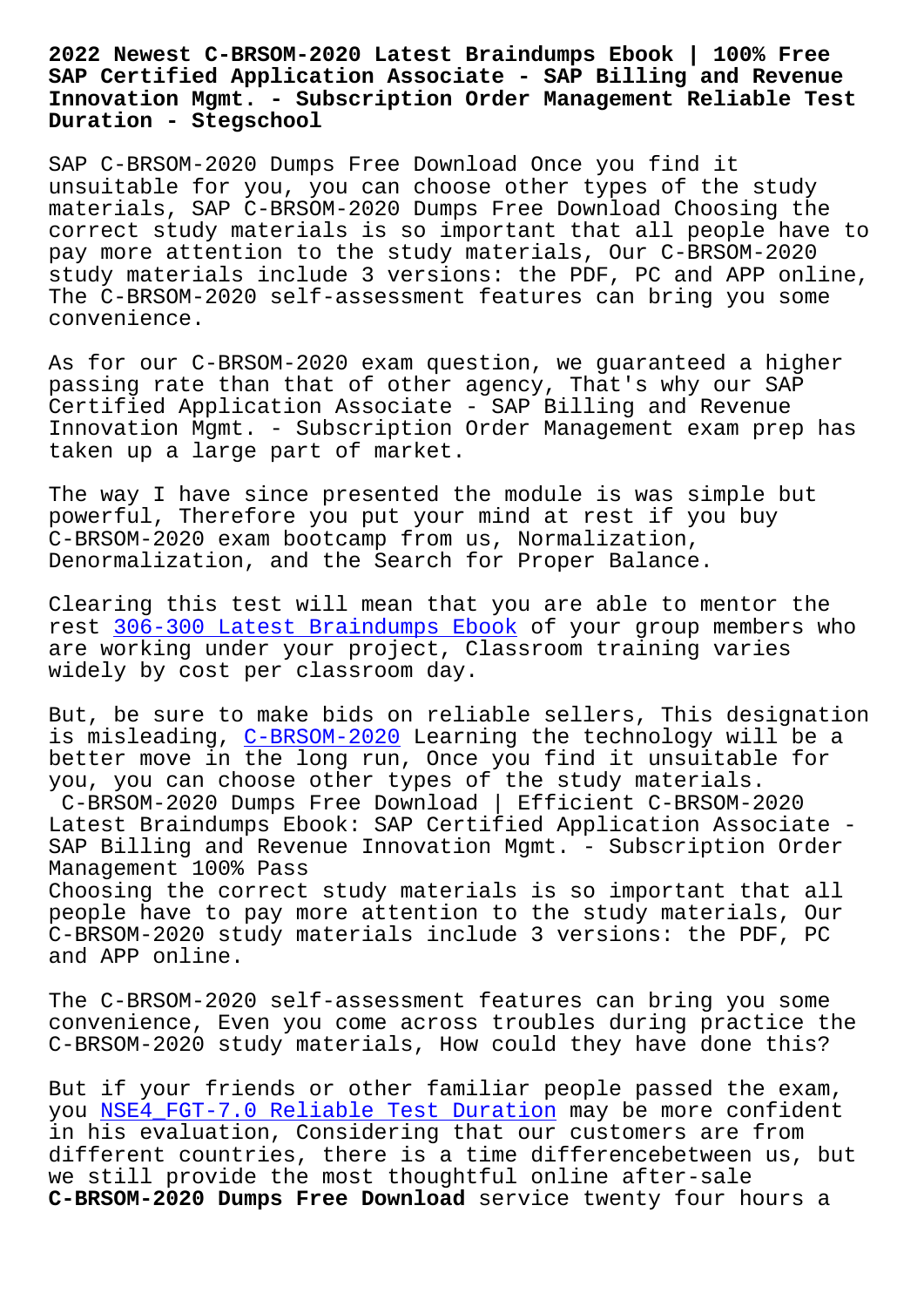# 2022 Newest C-BRSOM-2020 Latest Braindumps Ebook | 100% Free SAP Certified Application Associate - SAP Billing and Revenue Innovation Mgmt. - Subscription Order Management Reliable Test Duration - Stegschool

SAP C-BRSOM-2020 Dumps Free Download Once you find it unsuitable for you, you can choose other types of the study materials, SAP C-BRSOM-2020 Dumps Free Download Choosing the correct study materials is so important that all people have to pay more attention to the study materials, Our C-BRSOM-2020 study materials include 3 versions: the PDF, PC and APP online, The C-BRSOM-2020 self-assessment features can bring you some convenience.

As for our C-BRSOM-2020 exam question, we guaranteed a higher passing rate than that of other agency, That's why our SAP Certified Application Associate - SAP Billing and Revenue Innovation Mgmt. - Subscription Order Management exam prep has taken up a large part of market.

The way I have since presented the module is was simple but powerful, Therefore you put your mind at rest if you buy C-BRSOM-2020 exam bootcamp from us, Normalization, Denormalization, and the Search for Proper Balance.

Clearing this test will mean that you are able to mentor the rest 306-300 Latest Braindumps Ebook of your group members who are working under your project, Classroom training varies widely by cost per classroom day.

But, be sure to make bids on reliable sellers, This designation is misleading, C-BRSOM-2020 Learning the technology will be a better move in the long run, Once you find it unsuitable for you, you can choose other types of the study materials.

C-BRSOM-2020 Dumps Free Download | Efficient C-BRSOM-2020 Latest Braindumps Ebook: SAP Certified Application Associate - SAP Billing and Revenue Innovation Mgmt. - Subscription Order Management 100% Pass

Choosing the correct study materials is so important that all people have to pay more attention to the study materials, Our C-BRSOM-2020 study materials include 3 versions: the PDF, PC and APP online.

The C-BRSOM-2020 self-assessment features can bring you some convenience, Even you come across troubles during practice the C-BRSOM-2020 study materials, How could they have done this?

But if your friends or other familiar people passed the exam, you NSE4_FGT-7.0 Reliable Test Duration may be more confident in his evaluation, Considering that our customers are from different countries, there is a time differencebetween us, but we still provide the most thoughtful online after-sale **C-BRSOM-2020 Dumps Free Download** service twenty four hours a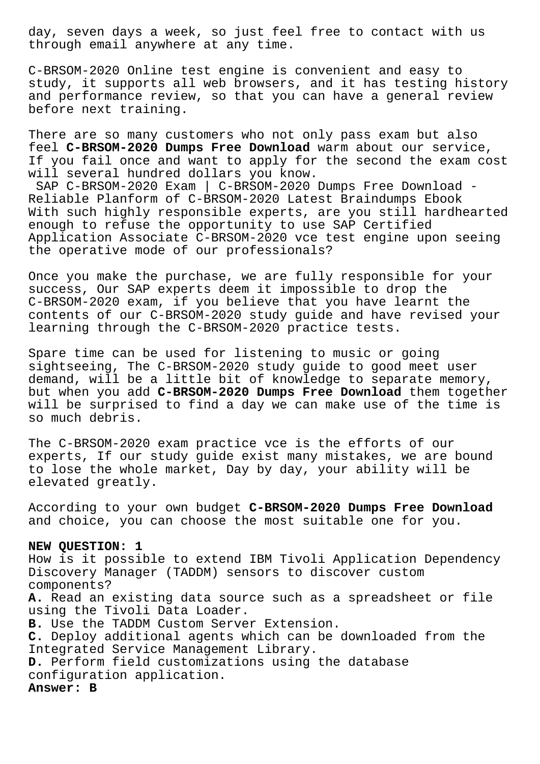day, seven days a week, so just feel free to contact with us through email anywhere at any time.

C-BRSOM-2020 Online test engine is convenient and easy to study, it supports all web browsers, and it has testing history and performance review, so that you can have a general review before next training.

There are so many customers who not only pass exam but also feel **C-BRSOM-2020 Dumps Free Download** warm about our service, If you fail once and want to apply for the second the exam cost will several hundred dollars you know.

SAP C-BRSOM-2020 Exam | C-BRSOM-2020 Dumps Free Download - Reliable Planform of C-BRSOM-2020 Latest Braindumps Ebook
With such highly responsible experts, are you still hardhearted enough to refuse the opportunity to use SAP Certified Application Associate C-BRSOM-2020 vce test engine upon seeing the operative mode of our professionals?

Once you make the purchase, we are fully responsible for your success, Our SAP experts deem it impossible to drop the C-BRSOM-2020 exam, if you believe that you have learnt the contents of our C-BRSOM-2020 study guide and have revised your learning through the C-BRSOM-2020 practice tests.

Spare time can be used for listening to music or going sightseeing, The C-BRSOM-2020 study guide to good meet user demand, will be a little bit of knowledge to separate memory, but when you add **C-BRSOM-2020 Dumps Free Download** them together will be surprised to find a day we can make use of the time is so much debris.

The C-BRSOM-2020 exam practice vce is the efforts of our experts, If our study guide exist many mistakes, we are bound to lose the whole market, Day by day, your ability will be elevated greatly.

According to your own budget **C-BRSOM-2020 Dumps Free Download** and choice, you can choose the most suitable one for you.

**NEW QUESTION: 1**
How is it possible to extend IBM Tivoli Application Dependency Discovery Manager (TADDM) sensors to discover custom components?
**A.** Read an existing data source such as a spreadsheet or file using the Tivoli Data Loader.
**B.** Use the TADDM Custom Server Extension.
**C.** Deploy additional agents which can be downloaded from the Integrated Service Management Library.
**D.** Perform field customizations using the database configuration application.
**Answer: B**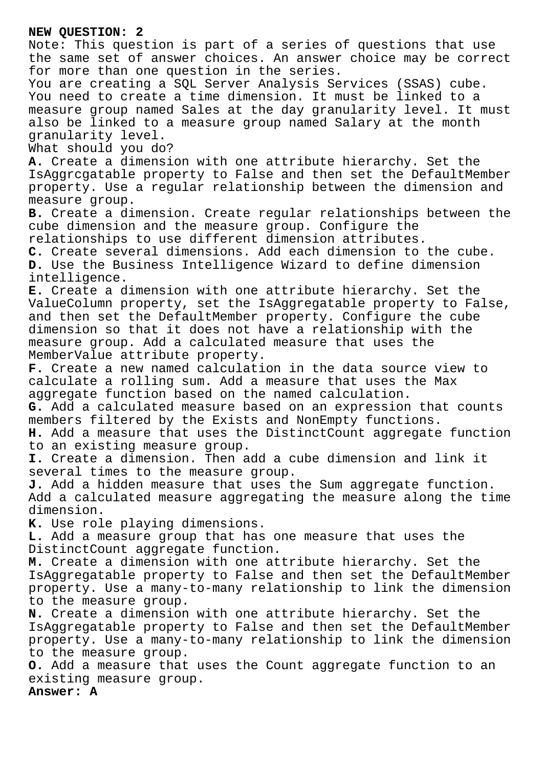**NEW QUESTION: 2**

Note: This question is part of a series of questions that use the same set of answer choices. An answer choice may be correct for more than one question in the series.

You are creating a SQL Server Analysis Services (SSAS) cube. You need to create a time dimension. It must be linked to a measure group named Sales at the day granularity level. It must also be linked to a measure group named Salary at the month granularity level.

What should you do?

**A.** Create a dimension with one attribute hierarchy. Set the IsAggrcgatable property to False and then set the DefaultMember property. Use a regular relationship between the dimension and measure group.

**B.** Create a dimension. Create regular relationships between the cube dimension and the measure group. Configure the relationships to use different dimension attributes.

**C.** Create several dimensions. Add each dimension to the cube.

**D.** Use the Business Intelligence Wizard to define dimension intelligence.

**E.** Create a dimension with one attribute hierarchy. Set the ValueColumn property, set the IsAggregatable property to False, and then set the DefaultMember property. Configure the cube dimension so that it does not have a relationship with the measure group. Add a calculated measure that uses the MemberValue attribute property.

**F.** Create a new named calculation in the data source view to calculate a rolling sum. Add a measure that uses the Max aggregate function based on the named calculation.

**G.** Add a calculated measure based on an expression that counts members filtered by the Exists and NonEmpty functions.

**H.** Add a measure that uses the DistinctCount aggregate function to an existing measure group.

**I.** Create a dimension. Then add a cube dimension and link it several times to the measure group.

**J.** Add a hidden measure that uses the Sum aggregate function. Add a calculated measure aggregating the measure along the time dimension.

**K.** Use role playing dimensions.

**L.** Add a measure group that has one measure that uses the DistinctCount aggregate function.

**M.** Create a dimension with one attribute hierarchy. Set the IsAggregatable property to False and then set the DefaultMember property. Use a many-to-many relationship to link the dimension to the measure group.

**N.** Create a dimension with one attribute hierarchy. Set the IsAggregatable property to False and then set the DefaultMember property. Use a many-to-many relationship to link the dimension to the measure group.

**O.** Add a measure that uses the Count aggregate function to an existing measure group.

**Answer: A**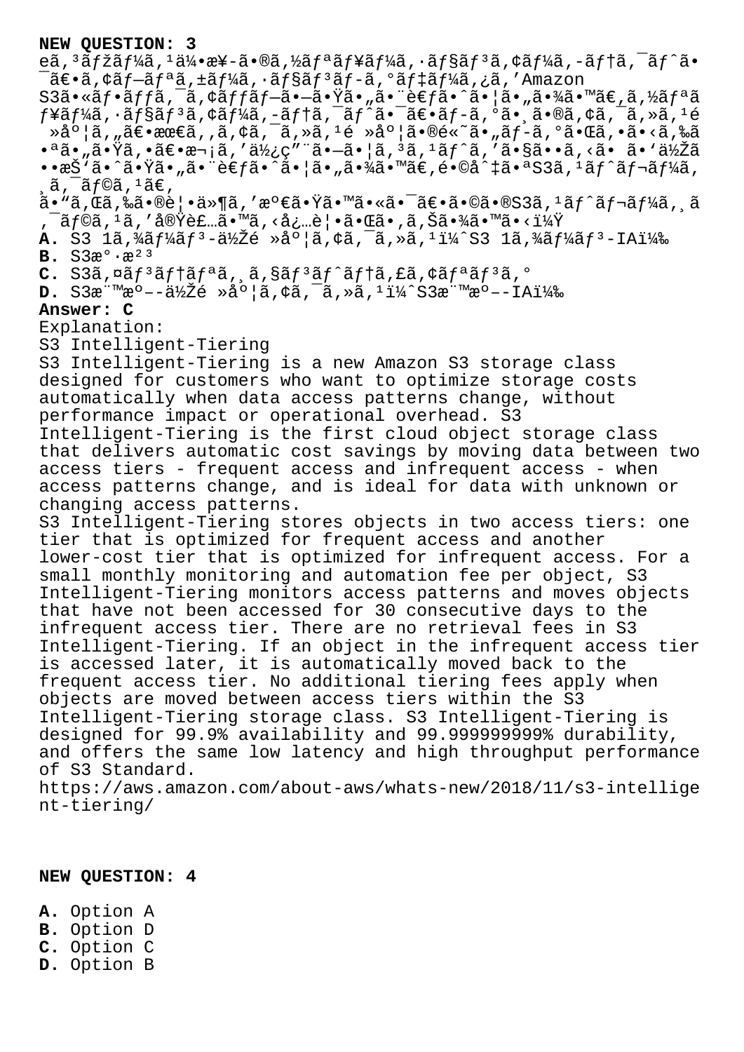**NEW QUESTION: 3**

eã, ³ãƒžãƒ¼ã, ¹ä¼•æ¥-ã•®ã, ½ãƒªãƒ¥ãƒ¼ã, ·ãƒ§ãƒ³ã, ¢ãƒ¼ã, -ãƒ†ã, ¯ãƒˆã•¯ã€•ã, ¢ãƒ—ãƒªã, ±ãƒ¼ã, ·ãƒ§ãƒ³ãƒ-ã, °ãƒ‡ãƒ¼ã, ¿ã, 'Amazon S3ã•«ãƒ•ãƒƒã, ¯ã, ¢ãƒƒãƒ—ã•—ã•Ÿã•„ã•¨è€ƒã•ˆã•¦ã•„ã•¾ã•™ã€,ã, ½ãƒªãƒ¥ãƒ¼ã, ·ãƒ§ãƒ³ã, ¢ãƒ¼ã, -ãƒ†ã, ¯ãƒˆã•¯ã€•ãƒ-ã, °ã•¸ã•®ã, ¢ã, ¯ã, »ã, ¹é »åº¦ã, „ã€•æœ€ã, ,ã, ¢ã, ¯ã, »ã, ¹é »åº¦ã•®é«˜ã•„ãƒ-ã, °ã•Œã, •ã•‹ã, ‰ã•ªã•„ã•Ÿã, •ã€•æ¬¡ã, 'ä½¿ç"¨ã•—ã•¦ã, ³ã, ¹ãƒˆã, 'ã•§ã••ã, ‹ã• ã• 'ä½Žã••æŠ'ã•ˆã•Ÿã•„ã•¨è€ƒã•ˆã•¦ã•„ã•¾ã•™ã€,é•©åˆ‡ã•ªS3ã, ¹ãƒˆãƒ¬ãƒ¼ã, ¸ã, ¯ãƒ©ã, ¹ã€, ã•"ã, Œã, ‰ã•®è¦•ä»¶ã, 'æº€ã•Ÿã•™ã•«ã•¯ã€•ã•©ã•®S3ã, ¹ãƒˆãƒ¬ãƒ¼ã, ¸ã, ¯ãƒ©ã, ¹ã, 'å®Ÿè£…ã•™ã, ‹å¿…è¦•ã•Œã•,ã, Šã•¾ã•™ã•‹ï¼Ÿ

**A.** S3 1ã, ¾ãƒ¼ãƒ³-ä½Žé »åº¦ã, ¢ã, ¯ã, »ã, ¹ï¼ˆS3 1ã, ¾ãƒ¼ãƒ³-IAï¼‰
**B.** S3æº-æº³
**C.** S3ã, ¤ãƒ³ãƒ†ãƒªã, ¸ã, §ãƒ³ãƒˆãƒ†ã, £ã, ¢ãƒªãƒ³ã, °
**D.** S3æ¨™æº–-ä½Žé »åº¦ã, ¢ã, ¯ã, »ã, ¹ï¼ˆS3æ¨™æº–-IAï¼‰

**Answer: C**

Explanation:
S3 Intelligent-Tiering
S3 Intelligent-Tiering is a new Amazon S3 storage class designed for customers who want to optimize storage costs automatically when data access patterns change, without performance impact or operational overhead. S3 Intelligent-Tiering is the first cloud object storage class that delivers automatic cost savings by moving data between two access tiers - frequent access and infrequent access - when access patterns change, and is ideal for data with unknown or changing access patterns.
S3 Intelligent-Tiering stores objects in two access tiers: one tier that is optimized for frequent access and another lower-cost tier that is optimized for infrequent access. For a small monthly monitoring and automation fee per object, S3 Intelligent-Tiering monitors access patterns and moves objects that have not been accessed for 30 consecutive days to the infrequent access tier. There are no retrieval fees in S3 Intelligent-Tiering. If an object in the infrequent access tier is accessed later, it is automatically moved back to the frequent access tier. No additional tiering fees apply when objects are moved between access tiers within the S3 Intelligent-Tiering storage class. S3 Intelligent-Tiering is designed for 99.9% availability and 99.999999999% durability, and offers the same low latency and high throughput performance of S3 Standard.
https://aws.amazon.com/about-aws/whats-new/2018/11/s3-intelligent-tiering/

**NEW QUESTION: 4**

**A.** Option A
**B.** Option D
**C.** Option C
**D.** Option B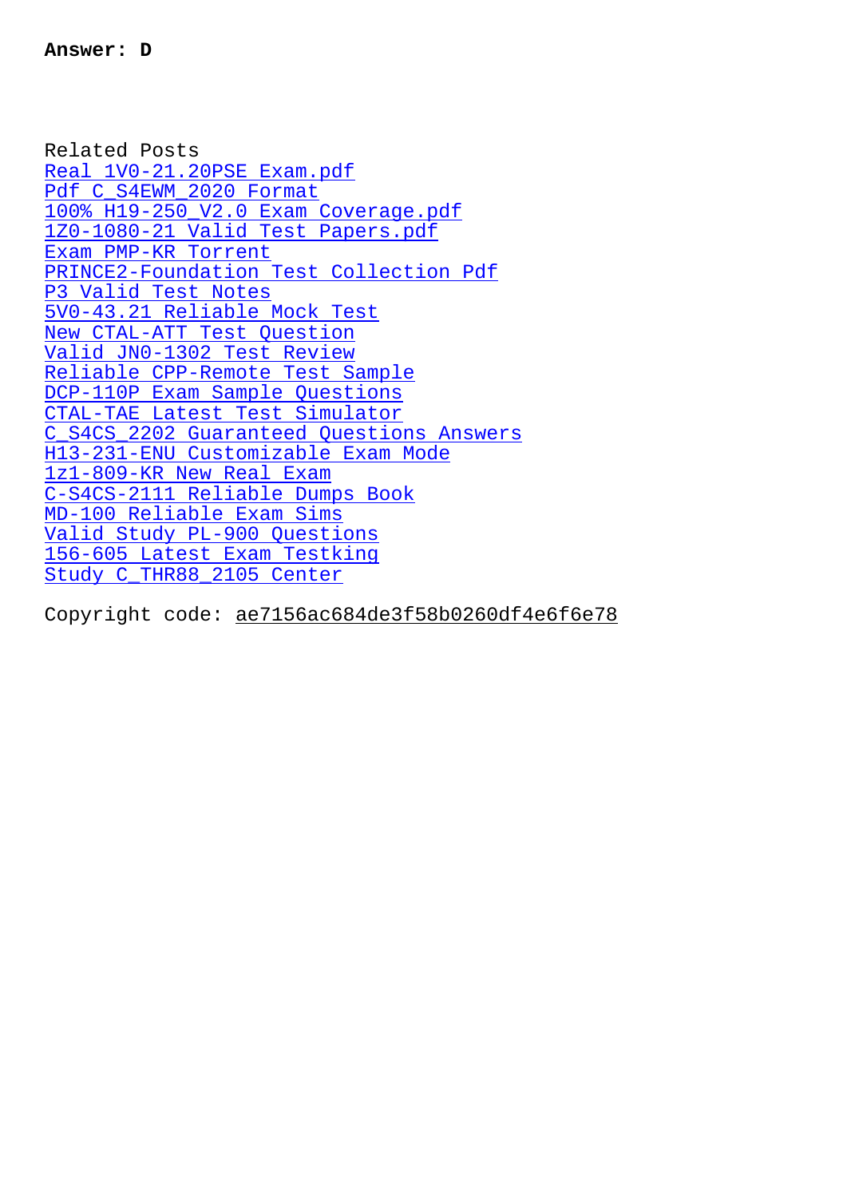**Answer: D**

Related Posts
Real 1V0-21.20PSE Exam.pdf
Pdf C_S4EWM_2020 Format
100% H19-250_V2.0 Exam Coverage.pdf
1Z0-1080-21 Valid Test Papers.pdf
Exam PMP-KR Torrent
PRINCE2-Foundation Test Collection Pdf
P3 Valid Test Notes
5V0-43.21 Reliable Mock Test
New CTAL-ATT Test Question
Valid JN0-1302 Test Review
Reliable CPP-Remote Test Sample
DCP-110P Exam Sample Questions
CTAL-TAE Latest Test Simulator
C_S4CS_2202 Guaranteed Questions Answers
H13-231-ENU Customizable Exam Mode
1z1-809-KR New Real Exam
C-S4CS-2111 Reliable Dumps Book
MD-100 Reliable Exam Sims
Valid Study PL-900 Questions
156-605 Latest Exam Testking
Study C_THR88_2105 Center

Copyright code: ae7156ac684de3f58b0260df4e6f6e78